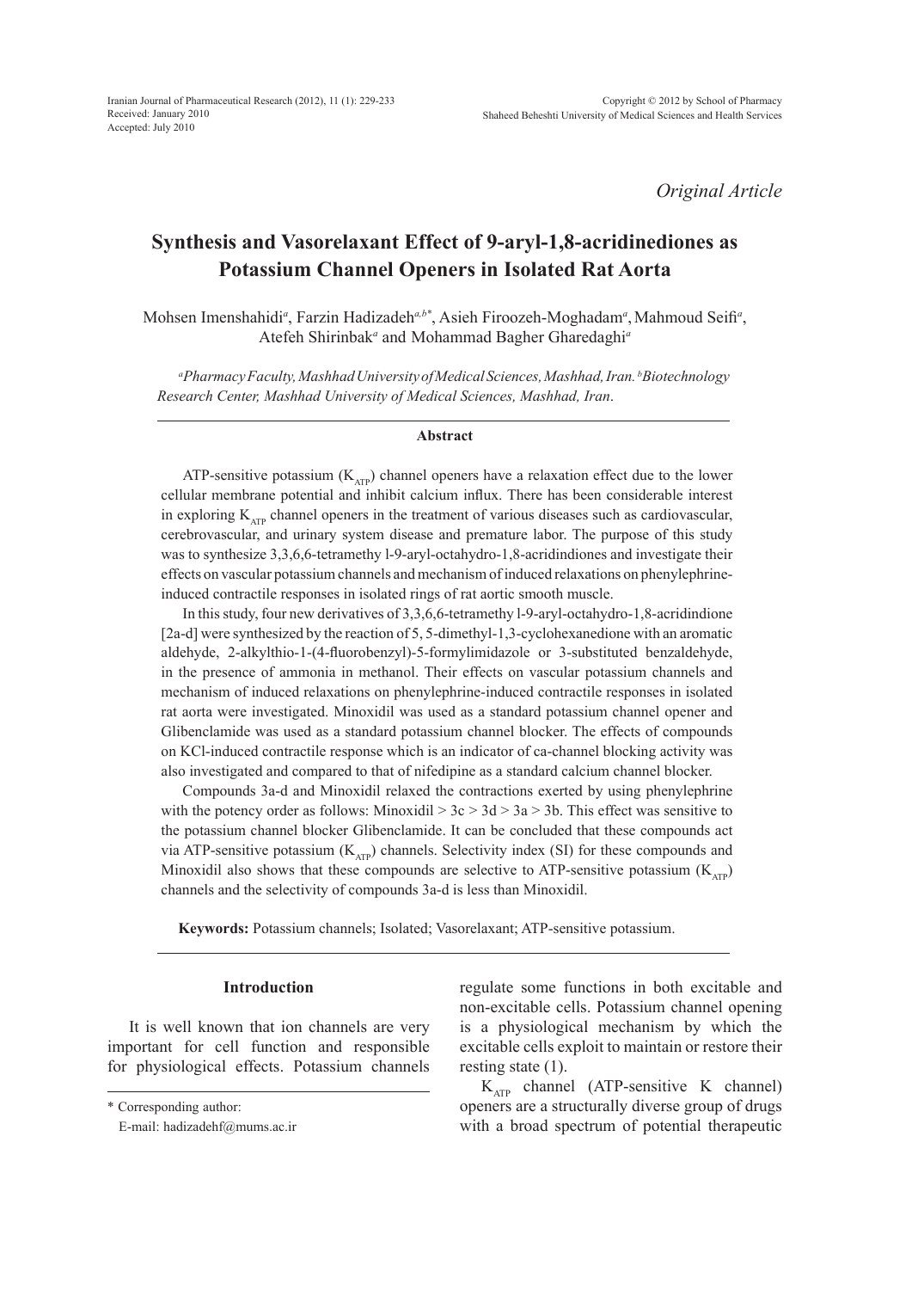Received: January 2010
Accepted: July 2010

*Original Article*

# Synthesis and Vasorelaxant Effect of 9-aryl-1,8-acridinediones as Potassium Channel Openers in Isolated Rat Aorta

Mohsen Imenshahidi[a], Farzin Hadizadeh[a,b*], Asieh Firoozeh-Moghadam[a], Mahmoud Seifi[a], Atefeh Shirinbak[a] and Mohammad Bagher Gharedaghi[a]

[a]*Pharmacy Faculty, Mashhad University of Medical Sciences, Mashhad, Iran.* [b]*Biotechnology Research Center, Mashhad University of Medical Sciences, Mashhad, Iran*.

## Abstract

ATP-sensitive potassium ($K_{ATP}$) channel openers have a relaxation effect due to the lower cellular membrane potential and inhibit calcium influx. There has been considerable interest in exploring $K_{ATP}$ channel openers in the treatment of various diseases such as cardiovascular, cerebrovascular, and urinary system disease and premature labor. The purpose of this study was to synthesize 3,3,6,6-tetramethy l-9-aryl-octahydro-1,8-acridindiones and investigate their effects on vascular potassium channels and mechanism of induced relaxations on phenylephrine-induced contractile responses in isolated rings of rat aortic smooth muscle.

In this study, four new derivatives of 3,3,6,6-tetramethy l-9-aryl-octahydro-1,8-acridindione [2a-d] were synthesized by the reaction of 5, 5-dimethyl-1,3-cyclohexanedione with an aromatic aldehyde, 2-alkylthio-1-(4-fluorobenzyl)-5-formylimidazole or 3-substituted benzaldehyde, in the presence of ammonia in methanol. Their effects on vascular potassium channels and mechanism of induced relaxations on phenylephrine-induced contractile responses in isolated rat aorta were investigated. Minoxidil was used as a standard potassium channel opener and Glibenclamide was used as a standard potassium channel blocker. The effects of compounds on KCl-induced contractile response which is an indicator of ca-channel blocking activity was also investigated and compared to that of nifedipine as a standard calcium channel blocker.

Compounds 3a-d and Minoxidil relaxed the contractions exerted by using phenylephrine with the potency order as follows: Minoxidil > 3c > 3d > 3a > 3b. This effect was sensitive to the potassium channel blocker Glibenclamide. It can be concluded that these compounds act via ATP-sensitive potassium ($K_{ATP}$) channels. Selectivity index (SI) for these compounds and Minoxidil also shows that these compounds are selective to ATP-sensitive potassium ($K_{ATP}$) channels and the selectivity of compounds 3a-d is less than Minoxidil.

**Keywords:** Potassium channels; Isolated; Vasorelaxant; ATP-sensitive potassium.

## Introduction

It is well known that ion channels are very important for cell function and responsible for physiological effects. Potassium channels regulate some functions in both excitable and non-excitable cells. Potassium channel opening is a physiological mechanism by which the excitable cells exploit to maintain or restore their resting state (1).

$K_{ATP}$ channel (ATP-sensitive K channel) openers are a structurally diverse group of drugs with a broad spectrum of potential therapeutic

\* Corresponding author:
E-mail: hadizadehf@mums.ac.ir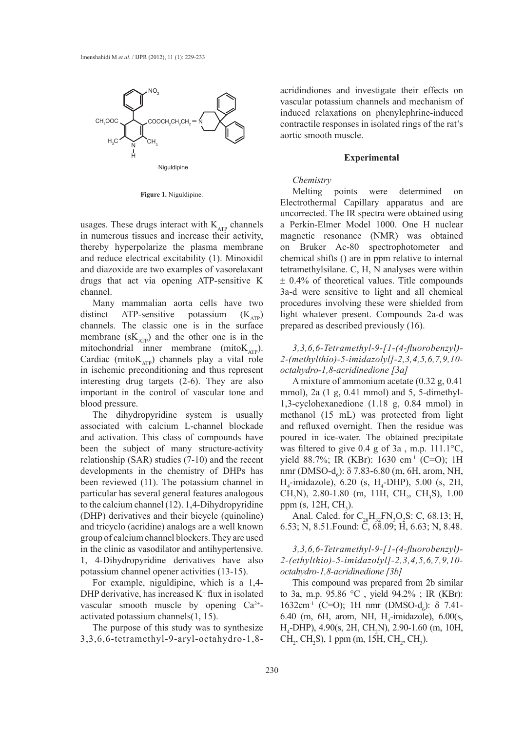Niguldipine

**Figure 1.** Niguldipine.

usages. These drugs interact with $K_{ATP}$ channels in numerous tissues and increase their activity, thereby hyperpolarize the plasma membrane and reduce electrical excitability (1). Minoxidil and diazoxide are two examples of vasorelaxant drugs that act via opening ATP-sensitive K channel.

Many mammalian aorta cells have two distinct ATP-sensitive potassium ($K_{ATP}$) channels. The classic one is in the surface membrane ($sK_{ATP}$) and the other one is in the mitochondrial inner membrane ($mitoK_{ATP}$). Cardiac ($mitoK_{ATP}$) channels play a vital role in ischemic preconditioning and thus represent interesting drug targets (2-6). They are also important in the control of vascular tone and blood pressure.

The dihydropyridine system is usually associated with calcium L-channel blockade and activation. This class of compounds have been the subject of many structure-activity relationship (SAR) studies (7-10) and the recent developments in the chemistry of DHPs has been reviewed (11). The potassium channel in particular has several general features analogous to the calcium channel (12). 1,4-Dihydropyridine (DHP) derivatives and their bicycle (quinoline) and tricyclo (acridine) analogs are a well known group of calcium channel blockers. They are used in the clinic as vasodilator and antihypertensive. 1, 4-Dihydropyridine derivatives have also potassium channel opener activities (13-15).

For example, niguldipine, which is a 1,4-DHP derivative, has increased $K^+$ flux in isolated vascular smooth muscle by opening $Ca^{2+}$-activated potassium channels(1, 15).

The purpose of this study was to synthesize 3,3,6,6-tetramethyl-9-aryl-octahydro-1,8-acridindiones and investigate their effects on vascular potassium channels and mechanism of induced relaxations on phenylephrine-induced contractile responses in isolated rings of the rat's aortic smooth muscle.

## Experimental

### *Chemistry*

Melting points were determined on Electrothermal Capillary apparatus and are uncorrected. The IR spectra were obtained using a Perkin-Elmer Model 1000. One H nuclear magnetic resonance (NMR) was obtained on Bruker Ac-80 spectrophotometer and chemical shifts () are in ppm relative to internal tetramethylsilane. C, H, N analyses were within ± 0.4% of theoretical values. Title compounds 3a-d were sensitive to light and all chemical procedures involving these were shielded from light whatever present. Compounds 2a-d was prepared as described previously (16).

#### *3,3,6,6-Tetramethyl-9-[1-(4-fluorobenzyl)-2-(methylthio)-5-imidazolyl]-2,3,4,5,6,7,9,10-octahydro-1,8-acridinedione [3a]*

A mixture of ammonium acetate (0.32 g, 0.41 mmol), 2a (1 g, 0.41 mmol) and 5, 5-dimethyl-1,3-cyclohexanedione (1.18 g, 0.84 mmol) in methanol (15 mL) was protected from light and refluxed overnight. Then the residue was poured in ice-water. The obtained precipitate was filtered to give 0.4 g of 3a , m.p. 111.1°C, yield 88.7%; IR (KBr): 1630 $cm^{-1}$ (C=O); 1H nmr (DMSO-$d_6$): δ 7.83-6.80 (m, 6H, arom, NH, $H_4$-imidazole), 6.20 (s, $H_4$-DHP), 5.00 (s, 2H, $CH_2N$), 2.80-1.80 (m, 11H, $CH_2$, $CH_3S$), 1.00 ppm (s, 12H, $CH_3$).

Anal. Calcd. for $C_{28}H_{32}FN_3O_2S$: C, 68.13; H, 6.53; N, 8.51.Found: C, 68.09; H, 6.63; N, 8.48.

#### *3,3,6,6-Tetramethyl-9-[1-(4-fluorobenzyl)-2-(ethylthio)-5-imidazolyl]-2,3,4,5,6,7,9,10-octahydro-1,8-acridinedione [3b]*

This compound was prepared from 2b similar to 3a, m.p. 95.86 °C , yield 94.2% ; IR (KBr): 1632$cm^{-1}$ (C=O); 1H nmr (DMSO-$d_6$): δ 7.41-6.40 (m, 6H, arom, NH, $H_4$-imidazole), 6.00(s, $H_4$-DHP), 4.90(s, 2H, $CH_2N$), 2.90-1.60 (m, 10H, $CH_2$, $CH_2S$), 1 ppm (m, 15H, $CH_2$, $CH_3$).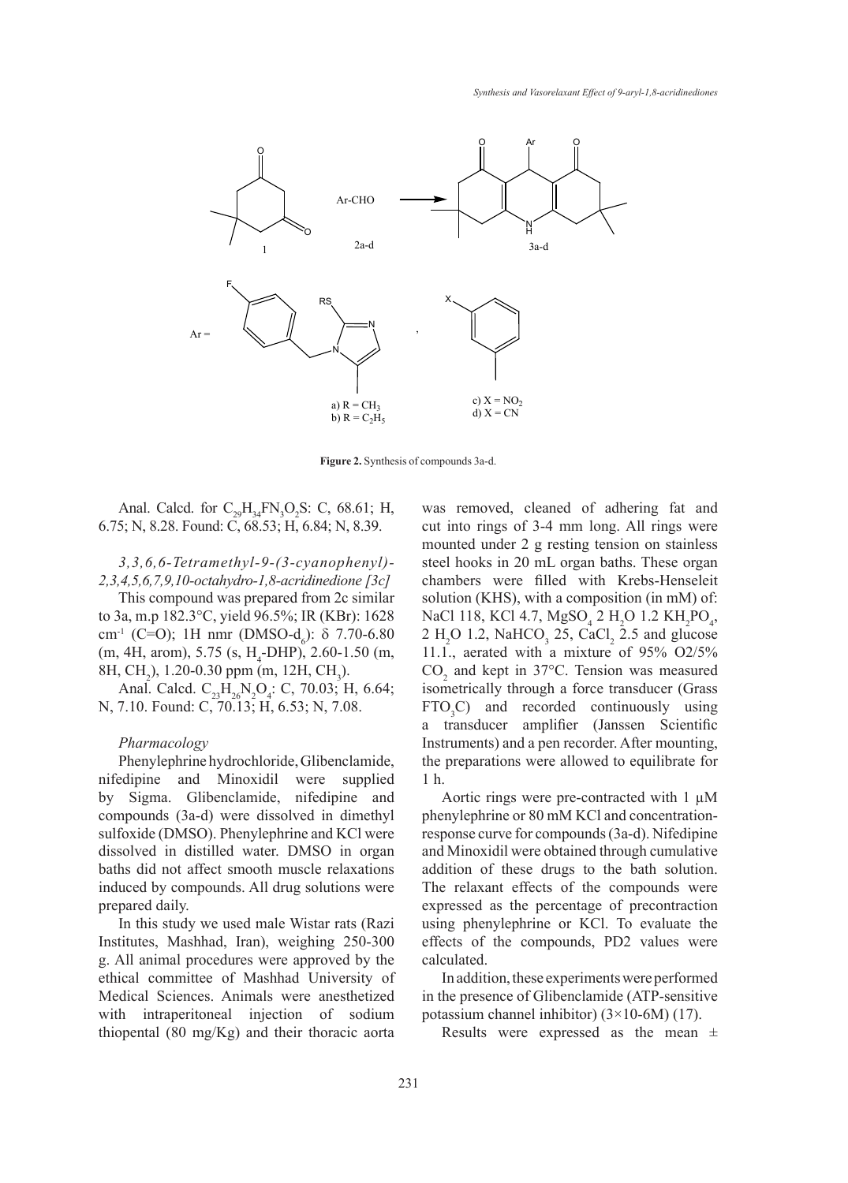**Figure 2.** Synthesis of compounds 3a-d.

Anal. Calcd. for $C_{29}H_{34}FN_3O_2S$: C, 68.61; H, 6.75; N, 8.28. Found: C, 68.53; H, 6.84; N, 8.39.

*3,3,6,6-Tetramethyl-9-(3-cyanophenyl)-2,3,4,5,6,7,9,10-octahydro-1,8-acridinedione [3c]*

This compound was prepared from 2c similar to 3a, m.p 182.3°C, yield 96.5%; IR (KBr): 1628 $cm^{-1}$ (C=O); 1H nmr (DMSO-$d_6$): δ 7.70-6.80 (m, 4H, arom), 5.75 (s, $H_4$-DHP), 2.60-1.50 (m, 8H, $CH_2$), 1.20-0.30 ppm (m, 12H, $CH_3$).

Anal. Calcd. $C_{23}H_{26}N_2O_4$: C, 70.03; H, 6.64; N, 7.10. Found: C, 70.13; H, 6.53; N, 7.08.

### *Pharmacology*

Phenylephrine hydrochloride, Glibenclamide, nifedipine and Minoxidil were supplied by Sigma. Glibenclamide, nifedipine and compounds (3a-d) were dissolved in dimethyl sulfoxide (DMSO). Phenylephrine and KCl were dissolved in distilled water. DMSO in organ baths did not affect smooth muscle relaxations induced by compounds. All drug solutions were prepared daily.

In this study we used male Wistar rats (Razi Institutes, Mashhad, Iran), weighing 250-300 g. All animal procedures were approved by the ethical committee of Mashhad University of Medical Sciences. Animals were anesthetized with intraperitoneal injection of sodium thiopental (80 mg/Kg) and their thoracic aorta was removed, cleaned of adhering fat and cut into rings of 3-4 mm long. All rings were mounted under 2 g resting tension on stainless steel hooks in 20 mL organ baths. These organ chambers were filled with Krebs-Henseleit solution (KHS), with a composition (in mM) of: NaCl 118, KCl 4.7, $MgSO_4$ 2 $H_2O$ 1.2 $KH_2PO_4$, 2 $H_2O$ 1.2, $NaHCO_3$ 25, $CaCl_2$ 2.5 and glucose 11.1., aerated with a mixture of 95% O2/5% $CO_2$ and kept in 37°C. Tension was measured isometrically through a force transducer (Grass $FTO_3C$) and recorded continuously using a transducer amplifier (Janssen Scientific Instruments) and a pen recorder. After mounting, the preparations were allowed to equilibrate for 1 h.

Aortic rings were pre-contracted with 1 μM phenylephrine or 80 mM KCl and concentration-response curve for compounds (3a-d). Nifedipine and Minoxidil were obtained through cumulative addition of these drugs to the bath solution. The relaxant effects of the compounds were expressed as the percentage of precontraction using phenylephrine or KCl. To evaluate the effects of the compounds, PD2 values were calculated.

In addition, these experiments were performed in the presence of Glibenclamide (ATP-sensitive potassium channel inhibitor) (3×10-6M) (17).

Results were expressed as the mean ±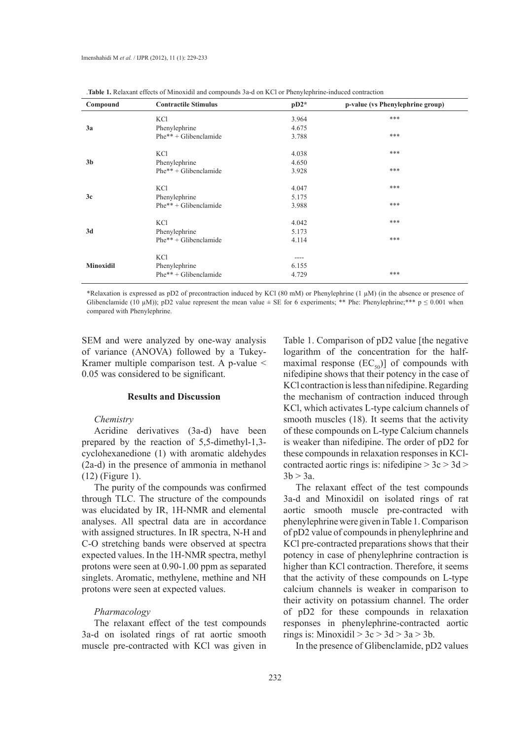**Table 1.** Relaxant effects of Minoxidil and compounds 3a-d on KCl or Phenylephrine-induced contraction

| Compound | Contractile Stimulus | pD2* | p-value (vs Phenylephrine group) |
|---|---|---|---|
| **3a** | KCl | 3.964 | *** |
| | Phenylephrine | 4.675 | |
| | Phe** + Glibenclamide | 3.788 | *** |
| **3b** | KCl | 4.038 | *** |
| | Phenylephrine | 4.650 | |
| | Phe** + Glibenclamide | 3.928 | *** |
| **3c** | KCl | 4.047 | *** |
| | Phenylephrine | 5.175 | |
| | Phe** + Glibenclamide | 3.988 | *** |
| **3d** | KCl | 4.042 | *** |
| | Phenylephrine | 5.173 | |
| | Phe** + Glibenclamide | 4.114 | *** |
| **Minoxidil** | KCl | ---- | |
| | Phenylephrine | 6.155 | |
| | Phe** + Glibenclamide | 4.729 | *** |

*Relaxation is expressed as pD2 of precontraction induced by KCl (80 mM) or Phenylephrine (1 μM) (in the absence or presence of Glibenclamide (10 μM)); pD2 value represent the mean value ± SE for 6 experiments; ** Phe: Phenylephrine;*** $p \leq 0.001$ when compared with Phenylephrine.

SEM and were analyzed by one-way analysis of variance (ANOVA) followed by a Tukey-Kramer multiple comparison test. A p-value < 0.05 was considered to be significant.

## Results and Discussion

### *Chemistry*

Acridine derivatives (3a-d) have been prepared by the reaction of 5,5-dimethyl-1,3-cyclohexanedione (1) with aromatic aldehydes (2a-d) in the presence of ammonia in methanol (12) (Figure 1).

The purity of the compounds was confirmed through TLC. The structure of the compounds was elucidated by IR, 1H-NMR and elemental analyses. All spectral data are in accordance with assigned structures. In IR spectra, N-H and C-O stretching bands were observed at spectra expected values. In the 1H-NMR spectra, methyl protons were seen at 0.90-1.00 ppm as separated singlets. Aromatic, methylene, methine and NH protons were seen at expected values.

### *Pharmacology*

The relaxant effect of the test compounds 3a-d on isolated rings of rat aortic smooth muscle pre-contracted with KCl was given in Table 1. Comparison of pD2 value [the negative logarithm of the concentration for the half-maximal response ($EC_{50}$)] of compounds with nifedipine shows that their potency in the case of KCl contraction is less than nifedipine. Regarding the mechanism of contraction induced through KCl, which activates L-type calcium channels of smooth muscles (18). It seems that the activity of these compounds on L-type Calcium channels is weaker than nifedipine. The order of pD2 for these compounds in relaxation responses in KCl-contracted aortic rings is: nifedipine > 3c > 3d > 3b > 3a.

The relaxant effect of the test compounds 3a-d and Minoxidil on isolated rings of rat aortic smooth muscle pre-contracted with phenylephrine were given in Table 1. Comparison of pD2 value of compounds in phenylephrine and KCl pre-contracted preparations shows that their potency in case of phenylephrine contraction is higher than KCl contraction. Therefore, it seems that the activity of these compounds on L-type calcium channels is weaker in comparison to their activity on potassium channel. The order of pD2 for these compounds in relaxation responses in phenylephrine-contracted aortic rings is: Minoxidil > 3c > 3d > 3a > 3b.

In the presence of Glibenclamide, pD2 values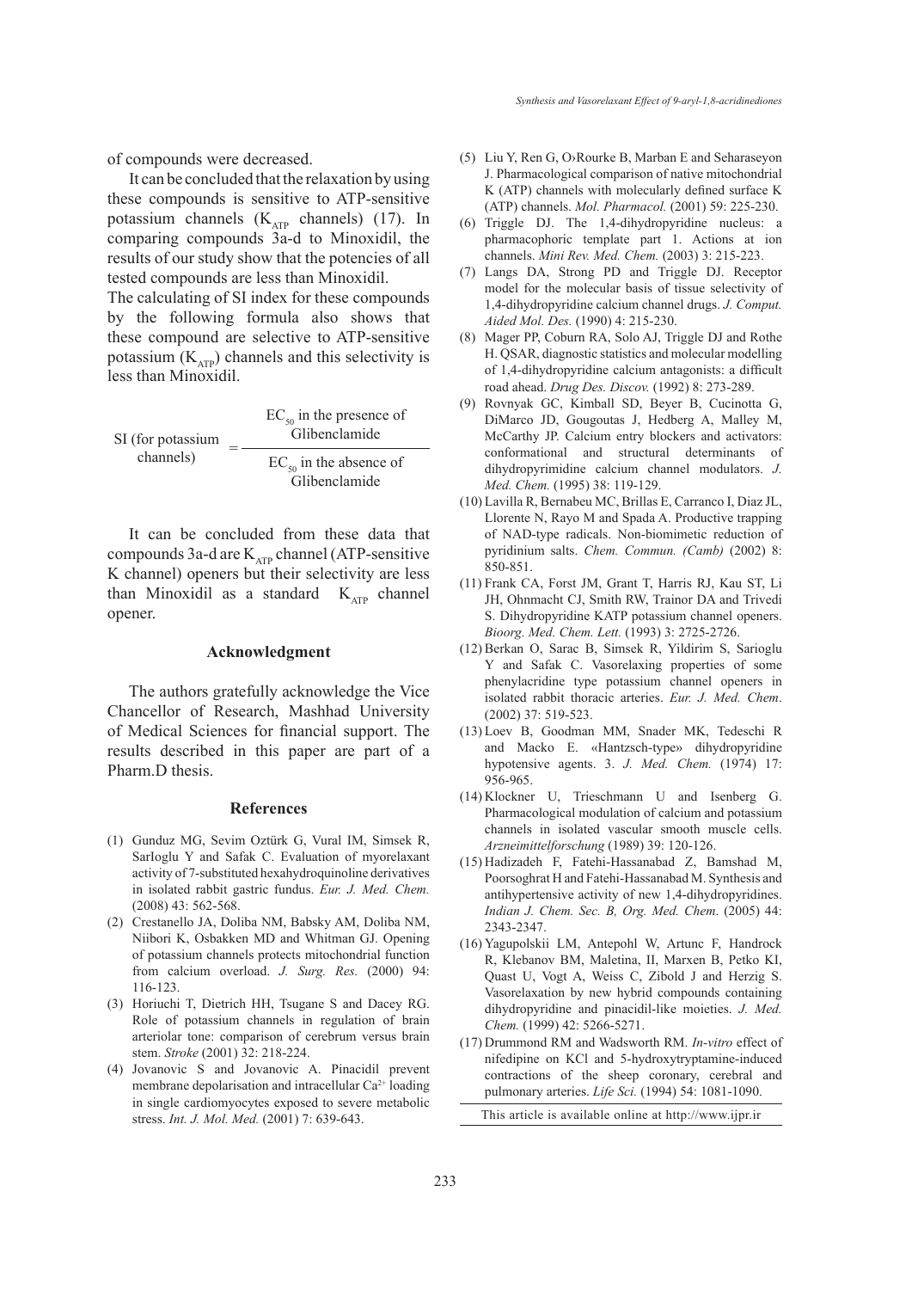of compounds were decreased.

It can be concluded that the relaxation by using these compounds is sensitive to ATP-sensitive potassium channels ($K_{ATP}$ channels) (17). In comparing compounds 3a-d to Minoxidil, the results of our study show that the potencies of all tested compounds are less than Minoxidil.

The calculating of SI index for these compounds by the following formula also shows that these compound are selective to ATP-sensitive potassium ($K_{ATP}$) channels and this selectivity is less than Minoxidil.

$$\text{SI (for potassium channels)} = \frac{EC_{50} \text{ in the presence of Glibenclamide}}{EC_{50} \text{ in the absence of Glibenclamide}}$$

It can be concluded from these data that compounds 3a-d are $K_{ATP}$ channel (ATP-sensitive K channel) openers but their selectivity are less than Minoxidil as a standard $K_{ATP}$ channel opener.

## Acknowledgment

The authors gratefully acknowledge the Vice Chancellor of Research, Mashhad University of Medical Sciences for financial support. The results described in this paper are part of a Pharm.D thesis.

## References

(1) Gunduz MG, Sevim Oztürk G, Vural IM, Simsek R, SarIoglu Y and Safak C. Evaluation of myorelaxant activity of 7-substituted hexahydroquinoline derivatives in isolated rabbit gastric fundus. *Eur. J. Med. Chem.* (2008) 43: 562-568.

(2) Crestanello JA, Doliba NM, Babsky AM, Doliba NM, Niibori K, Osbakken MD and Whitman GJ. Opening of potassium channels protects mitochondrial function from calcium overload. *J. Surg. Res.* (2000) 94: 116-123.

(3) Horiuchi T, Dietrich HH, Tsugane S and Dacey RG. Role of potassium channels in regulation of brain arteriolar tone: comparison of cerebrum versus brain stem. *Stroke* (2001) 32: 218-224.

(4) Jovanovic S and Jovanovic A. Pinacidil prevent membrane depolarisation and intracellular $Ca^{2+}$ loading in single cardiomyocytes exposed to severe metabolic stress. *Int. J. Mol. Med.* (2001) 7: 639-643.

(5) Liu Y, Ren G, O›Rourke B, Marban E and Seharaseyon J. Pharmacological comparison of native mitochondrial K (ATP) channels with molecularly defined surface K (ATP) channels. *Mol. Pharmacol.* (2001) 59: 225-230.

(6) Triggle DJ. The 1,4-dihydropyridine nucleus: a pharmacophoric template part 1. Actions at ion channels. *Mini Rev. Med. Chem.* (2003) 3: 215-223.

(7) Langs DA, Strong PD and Triggle DJ. Receptor model for the molecular basis of tissue selectivity of 1,4-dihydropyridine calcium channel drugs. *J. Comput. Aided Mol. Des.* (1990) 4: 215-230.

(8) Mager PP, Coburn RA, Solo AJ, Triggle DJ and Rothe H. QSAR, diagnostic statistics and molecular modelling of 1,4-dihydropyridine calcium antagonists: a difficult road ahead. *Drug Des. Discov.* (1992) 8: 273-289.

(9) Rovnyak GC, Kimball SD, Beyer B, Cucinotta G, DiMarco JD, Gougoutas J, Hedberg A, Malley M, McCarthy JP. Calcium entry blockers and activators: conformational and structural determinants of dihydropyrimidine calcium channel modulators. *J. Med. Chem.* (1995) 38: 119-129.

(10) Lavilla R, Bernabeu MC, Brillas E, Carranco I, Diaz JL, Llorente N, Rayo M and Spada A. Productive trapping of NAD-type radicals. Non-biomimetic reduction of pyridinium salts. *Chem. Commun. (Camb)* (2002) 8: 850-851.

(11) Frank CA, Forst JM, Grant T, Harris RJ, Kau ST, Li JH, Ohnmacht CJ, Smith RW, Trainor DA and Trivedi S. Dihydropyridine KATP potassium channel openers. *Bioorg. Med. Chem. Lett.* (1993) 3: 2725-2726.

(12) Berkan O, Sarac B, Simsek R, Yildirim S, Sarioglu Y and Safak C. Vasorelaxing properties of some phenylacridine type potassium channel openers in isolated rabbit thoracic arteries. *Eur. J. Med. Chem*. (2002) 37: 519-523.

(13) Loev B, Goodman MM, Snader MK, Tedeschi R and Macko E. «Hantzsch-type» dihydropyridine hypotensive agents. 3. *J. Med. Chem.* (1974) 17: 956-965.

(14) Klockner U, Trieschmann U and Isenberg G. Pharmacological modulation of calcium and potassium channels in isolated vascular smooth muscle cells. *Arzneimittelforschung* (1989) 39: 120-126.

(15) Hadizadeh F, Fatehi-Hassanabad Z, Bamshad M, Poorsoghrat H and Fatehi-Hassanabad M. Synthesis and antihypertensive activity of new 1,4-dihydropyridines. *Indian J. Chem. Sec. B, Org. Med. Chem*. (2005) 44: 2343-2347.

(16) Yagupolskii LM, Antepohl W, Artunc F, Handrock R, Klebanov BM, Maletina, II, Marxen B, Petko KI, Quast U, Vogt A, Weiss C, Zibold J and Herzig S. Vasorelaxation by new hybrid compounds containing dihydropyridine and pinacidil-like moieties. *J. Med. Chem.* (1999) 42: 5266-5271.

(17) Drummond RM and Wadsworth RM. *In-vitro* effect of nifedipine on KCl and 5-hydroxytryptamine-induced contractions of the sheep coronary, cerebral and pulmonary arteries. *Life Sci.* (1994) 54: 1081-1090.

This article is available online at http://www.ijpr.ir